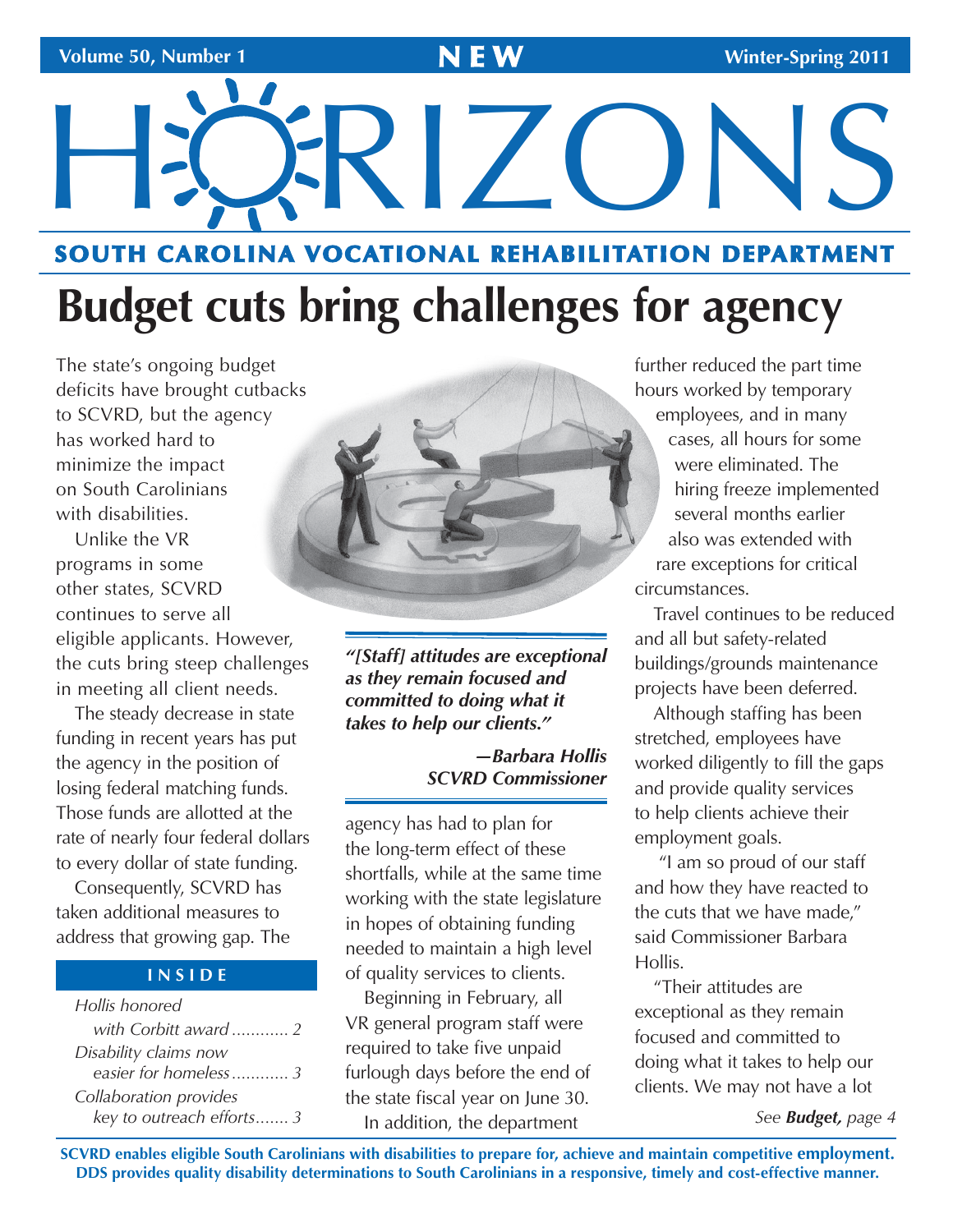Volume 50, Number 1 — NEW — Winter-Spring 2011

# HORIZONS

## SOUTH CAROLINA VOCATIONAL REHABILITATION DEPARTMENT

# Budget cuts bring challenges for agency

The state's ongoing budget deficits have brought cutbacks to SCVRD, but the agency has worked hard to minimize the impact on South Carolinians with disabilities.

Unlike the VR programs in some other states, SCVRD continues to serve all eligible applicants. However, the cuts bring steep challenges in meeting all client needs.

The steady decrease in state funding in recent years has put the agency in the position of losing federal matching funds. Those funds are allotted at the rate of nearly four federal dollars to every dollar of state funding.

Consequently, SCVRD has taken additional measures to address that growing gap. The agency has had to plan for the long-term effect of these shortfalls, while at the same time working with the state legislature in hopes of obtaining funding needed to maintain a high level of quality services to clients.

> ***"[Staff] attitudes are exceptional as they remain focused and committed to doing what it takes to help our clients."***
>
> ***—Barbara Hollis, SCVRD Commissioner***

Beginning in February, all VR general program staff were required to take five unpaid furlough days before the end of the state fiscal year on June 30.

In addition, the department further reduced the part time hours worked by temporary employees, and in many cases, all hours for some were eliminated. The hiring freeze implemented several months earlier also was extended with rare exceptions for critical circumstances.

Travel continues to be reduced and all but safety-related buildings/grounds maintenance projects have been deferred.

Although staffing has been stretched, employees have worked diligently to fill the gaps and provide quality services to help clients achieve their employment goals.

"I am so proud of our staff and how they have reacted to the cuts that we have made," said Commissioner Barbara Hollis.

"Their attitudes are exceptional as they remain focused and committed to doing what it takes to help our clients. We may not have a lot

*See **Budget,** page 4*

**INSIDE**

*Hollis honored with Corbitt award ............ 2*
*Disability claims now easier for homeless ............ 3*
*Collaboration provides key to outreach efforts ....... 3*

**SCVRD enables eligible South Carolinians with disabilities to prepare for, achieve and maintain competitive employment. DDS provides quality disability determinations to South Carolinians in a responsive, timely and cost-effective manner.**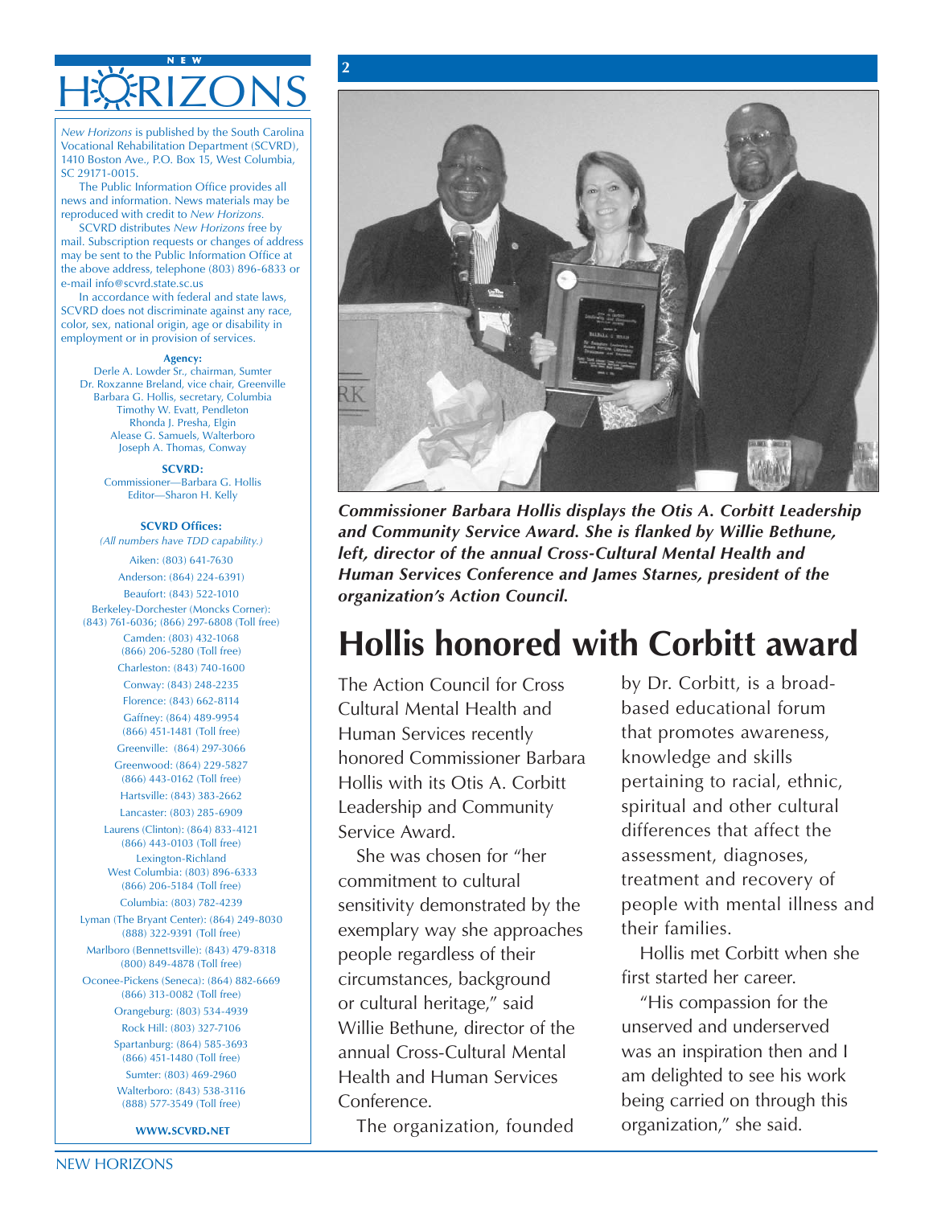# NEW HORIZONS

*New Horizons* is published by the South Carolina Vocational Rehabilitation Department (SCVRD), 1410 Boston Ave., P.O. Box 15, West Columbia, SC 29171-0015.

The Public Information Office provides all news and information. News materials may be reproduced with credit to *New Horizons*.

SCVRD distributes *New Horizons* free by mail. Subscription requests or changes of address may be sent to the Public Information Office at the above address, telephone (803) 896-6833 or e-mail info@scvrd.state.sc.us

In accordance with federal and state laws, SCVRD does not discriminate against any race, color, sex, national origin, age or disability in employment or in provision of services.

**Agency:**

Derle A. Lowder Sr., chairman, Sumter
Dr. Roxzanne Breland, vice chair, Greenville
Barbara G. Hollis, secretary, Columbia
Timothy W. Evatt, Pendleton
Rhonda J. Presha, Elgin
Alease G. Samuels, Walterboro
Joseph A. Thomas, Conway

**SCVRD:**

Commissioner—Barbara G. Hollis
Editor—Sharon H. Kelly

**SCVRD Offices:**

*(All numbers have TDD capability.)*

Aiken: (803) 641-7630
Anderson: (864) 224-6391
Beaufort: (843) 522-1010
Berkeley-Dorchester (Moncks Corner): (843) 761-6036; (866) 297-6808 (Toll free)
Camden: (803) 432-1068
(866) 206-5280 (Toll free)
Charleston: (843) 740-1600
Conway: (843) 248-2235
Florence: (843) 662-8114
Gaffney: (864) 489-9954
(866) 451-1481 (Toll free)
Greenville: (864) 297-3066
Greenwood: (864) 229-5827
(866) 443-0162 (Toll free)
Hartsville: (843) 383-2662
Lancaster: (803) 285-6909
Laurens (Clinton): (864) 833-4121
(866) 443-0103 (Toll free)
Lexington-Richland
West Columbia: (803) 896-6333
(866) 206-5184 (Toll free)
Columbia: (803) 782-4239
Lyman (The Bryant Center): (864) 249-8030
(888) 322-9391 (Toll free)
Marlboro (Bennettsville): (843) 479-8318
(800) 849-4878 (Toll free)
Oconee-Pickens (Seneca): (864) 882-6669
(866) 313-0082 (Toll free)
Orangeburg: (803) 534-4939
Rock Hill: (803) 327-7106
Spartanburg: (864) 585-3693
(866) 451-1480 (Toll free)
Sumter: (803) 469-2960
Walterboro: (843) 538-3116
(888) 577-3549 (Toll free)

**WWW.SCVRD.NET**

***Commissioner Barbara Hollis displays the Otis A. Corbitt Leadership and Community Service Award. She is flanked by Willie Bethune, left, director of the annual Cross-Cultural Mental Health and Human Services Conference and James Starnes, president of the organization's Action Council.***

## Hollis honored with Corbitt award

The Action Council for Cross Cultural Mental Health and Human Services recently honored Commissioner Barbara Hollis with its Otis A. Corbitt Leadership and Community Service Award.

She was chosen for "her commitment to cultural sensitivity demonstrated by the exemplary way she approaches people regardless of their circumstances, background or cultural heritage," said Willie Bethune, director of the annual Cross-Cultural Mental Health and Human Services Conference.

The organization, founded by Dr. Corbitt, is a broad-based educational forum that promotes awareness, knowledge and skills pertaining to racial, ethnic, spiritual and other cultural differences that affect the assessment, diagnoses, treatment and recovery of people with mental illness and their families.

Hollis met Corbitt when she first started her career.

"His compassion for the unserved and underserved was an inspiration then and I am delighted to see his work being carried on through this organization," she said.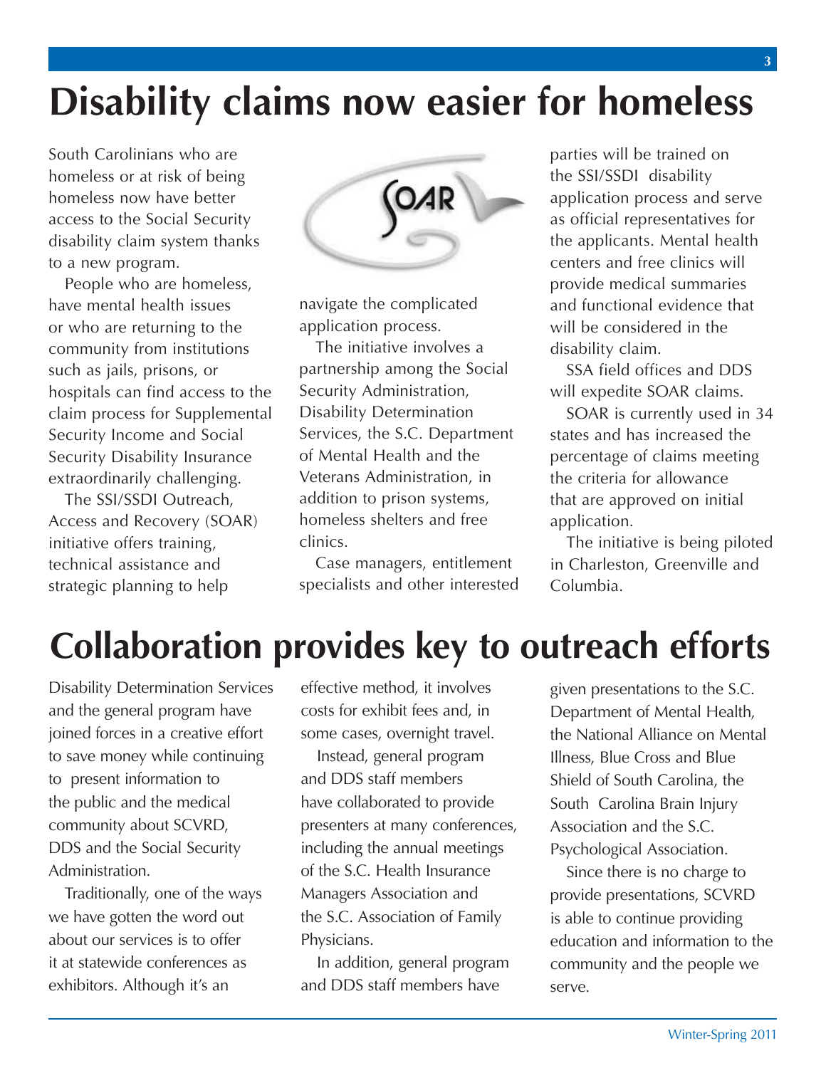# Disability claims now easier for homeless

South Carolinians who are homeless or at risk of being homeless now have better access to the Social Security disability claim system thanks to a new program.

People who are homeless, have mental health issues or who are returning to the community from institutions such as jails, prisons, or hospitals can find access to the claim process for Supplemental Security Income and Social Security Disability Insurance extraordinarily challenging.

The SSI/SSDI Outreach, Access and Recovery (SOAR) initiative offers training, technical assistance and strategic planning to help navigate the complicated application process.

The initiative involves a partnership among the Social Security Administration, Disability Determination Services, the S.C. Department of Mental Health and the Veterans Administration, in addition to prison systems, homeless shelters and free clinics.

Case managers, entitlement specialists and other interested parties will be trained on the SSI/SSDI disability application process and serve as official representatives for the applicants. Mental health centers and free clinics will provide medical summaries and functional evidence that will be considered in the disability claim.

SSA field offices and DDS will expedite SOAR claims.

SOAR is currently used in 34 states and has increased the percentage of claims meeting the criteria for allowance that are approved on initial application.

The initiative is being piloted in Charleston, Greenville and Columbia.

# Collaboration provides key to outreach efforts

Disability Determination Services and the general program have joined forces in a creative effort to save money while continuing to present information to the public and the medical community about SCVRD, DDS and the Social Security Administration.

Traditionally, one of the ways we have gotten the word out about our services is to offer it at statewide conferences as exhibitors. Although it's an effective method, it involves costs for exhibit fees and, in some cases, overnight travel.

Instead, general program and DDS staff members have collaborated to provide presenters at many conferences, including the annual meetings of the S.C. Health Insurance Managers Association and the S.C. Association of Family Physicians.

In addition, general program and DDS staff members have given presentations to the S.C. Department of Mental Health, the National Alliance on Mental Illness, Blue Cross and Blue Shield of South Carolina, the South Carolina Brain Injury Association and the S.C. Psychological Association.

Since there is no charge to provide presentations, SCVRD is able to continue providing education and information to the community and the people we serve.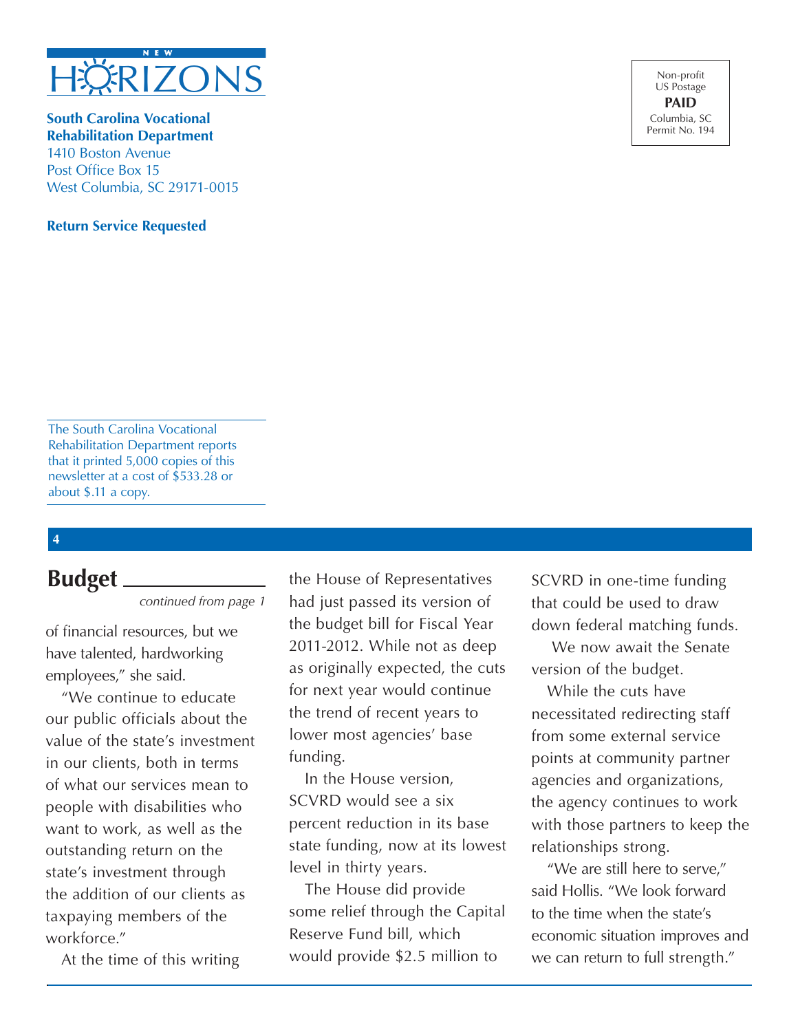NEW HORIZONS

**South Carolina Vocational Rehabilitation Department**
1410 Boston Avenue
Post Office Box 15
West Columbia, SC 29171-0015

**Return Service Requested**

Non-profit
US Postage
**PAID**
Columbia, SC
Permit No. 194

The South Carolina Vocational Rehabilitation Department reports that it printed 5,000 copies of this newsletter at a cost of $533.28 or about $.11 a copy.

## Budget

*continued from page 1*

of financial resources, but we have talented, hardworking employees," she said.

"We continue to educate our public officials about the value of the state's investment in our clients, both in terms of what our services mean to people with disabilities who want to work, as well as the outstanding return on the state's investment through the addition of our clients as taxpaying members of the workforce."

At the time of this writing the House of Representatives had just passed its version of the budget bill for Fiscal Year 2011-2012. While not as deep as originally expected, the cuts for next year would continue the trend of recent years to lower most agencies' base funding.

In the House version, SCVRD would see a six percent reduction in its base state funding, now at its lowest level in thirty years.

The House did provide some relief through the Capital Reserve Fund bill, which would provide $2.5 million to SCVRD in one-time funding that could be used to draw down federal matching funds.

We now await the Senate version of the budget.

While the cuts have necessitated redirecting staff from some external service points at community partner agencies and organizations, the agency continues to work with those partners to keep the relationships strong.

"We are still here to serve," said Hollis. "We look forward to the time when the state's economic situation improves and we can return to full strength."